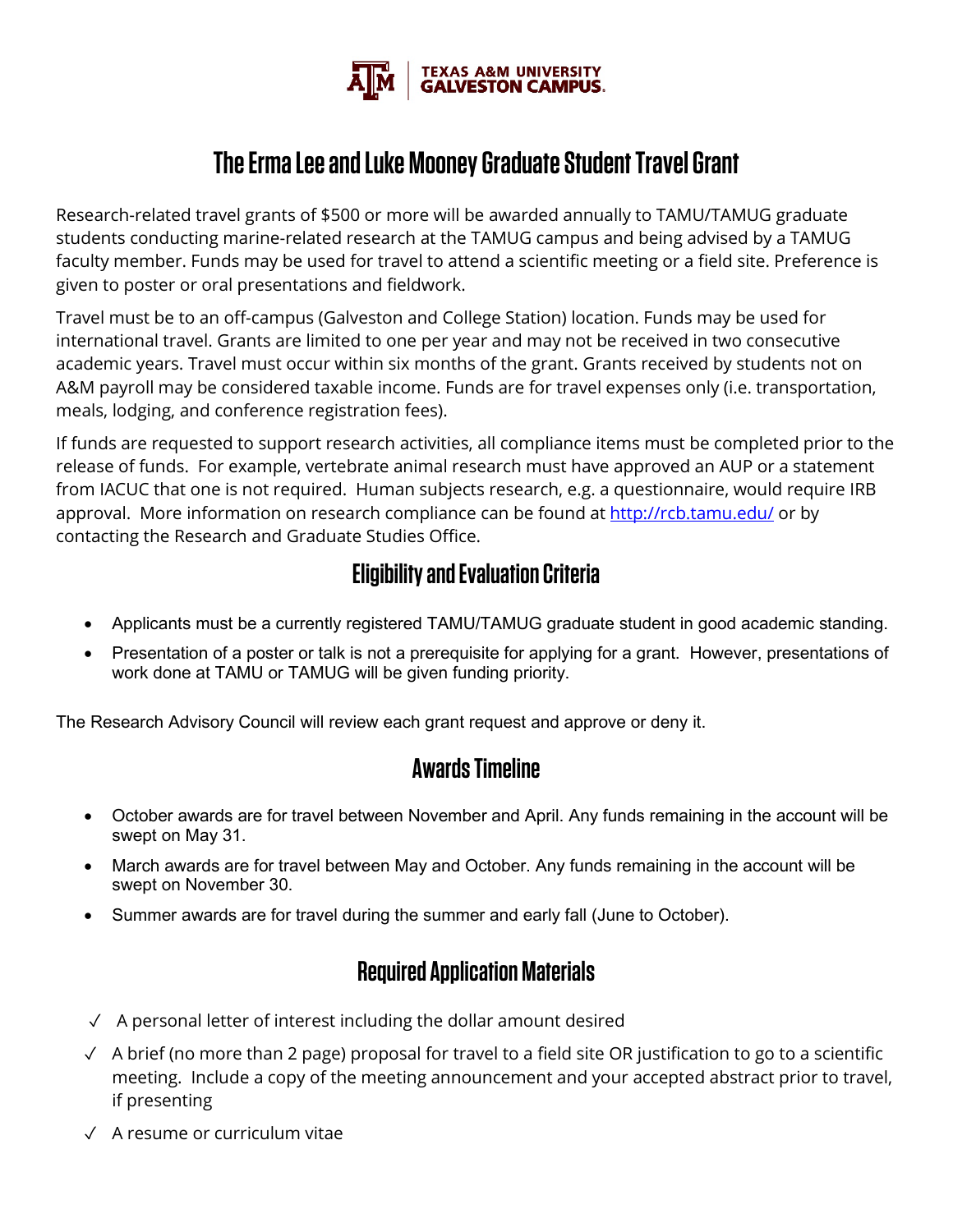TEXAS A&M UNIVERSITY GALVESTON CAMPUS.

# The Erma Lee and Luke Mooney Graduate Student Travel Grant

Research-related travel grants of $500 or more will be awarded annually to TAMU/TAMUG graduate students conducting marine-related research at the TAMUG campus and being advised by a TAMUG faculty member. Funds may be used for travel to attend a scientific meeting or a field site. Preference is given to poster or oral presentations and fieldwork.

Travel must be to an off-campus (Galveston and College Station) location. Funds may be used for international travel. Grants are limited to one per year and may not be received in two consecutive academic years. Travel must occur within six months of the grant. Grants received by students not on A&M payroll may be considered taxable income. Funds are for travel expenses only (i.e. transportation, meals, lodging, and conference registration fees).

If funds are requested to support research activities, all compliance items must be completed prior to the release of funds. For example, vertebrate animal research must have approved an AUP or a statement from IACUC that one is not required. Human subjects research, e.g. a questionnaire, would require IRB approval. More information on research compliance can be found at [http://rcb.tamu.edu/](http://rcb.tamu.edu/) or by contacting the Research and Graduate Studies Office.

## Eligibility and Evaluation Criteria

- Applicants must be a currently registered TAMU/TAMUG graduate student in good academic standing.
- Presentation of a poster or talk is not a prerequisite for applying for a grant. However, presentations of work done at TAMU or TAMUG will be given funding priority.

The Research Advisory Council will review each grant request and approve or deny it.

## Awards Timeline

- October awards are for travel between November and April. Any funds remaining in the account will be swept on May 31.
- March awards are for travel between May and October. Any funds remaining in the account will be swept on November 30.
- Summer awards are for travel during the summer and early fall (June to October).

## Required Application Materials

- ✓ A personal letter of interest including the dollar amount desired
- ✓ A brief (no more than 2 page) proposal for travel to a field site OR justification to go to a scientific meeting. Include a copy of the meeting announcement and your accepted abstract prior to travel, if presenting
- ✓ A resume or curriculum vitae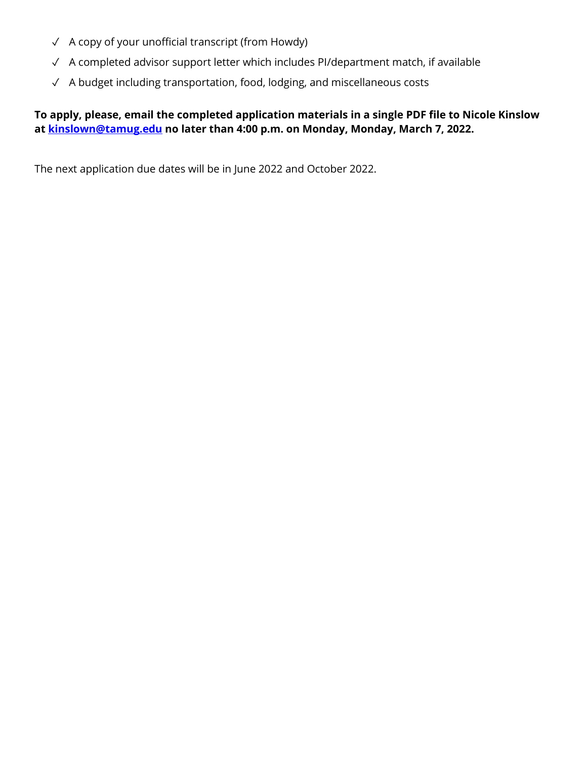- ✓ A copy of your unofficial transcript (from Howdy)
- ✓ A completed advisor support letter which includes PI/department match, if available
- ✓ A budget including transportation, food, lodging, and miscellaneous costs

**To apply, please, email the completed application materials in a single PDF file to Nicole Kinslow at [kinslown@tamug.edu](mailto:kinslown@tamug.edu) no later than 4:00 p.m. on Monday, Monday, March 7, 2022.**

The next application due dates will be in June 2022 and October 2022.